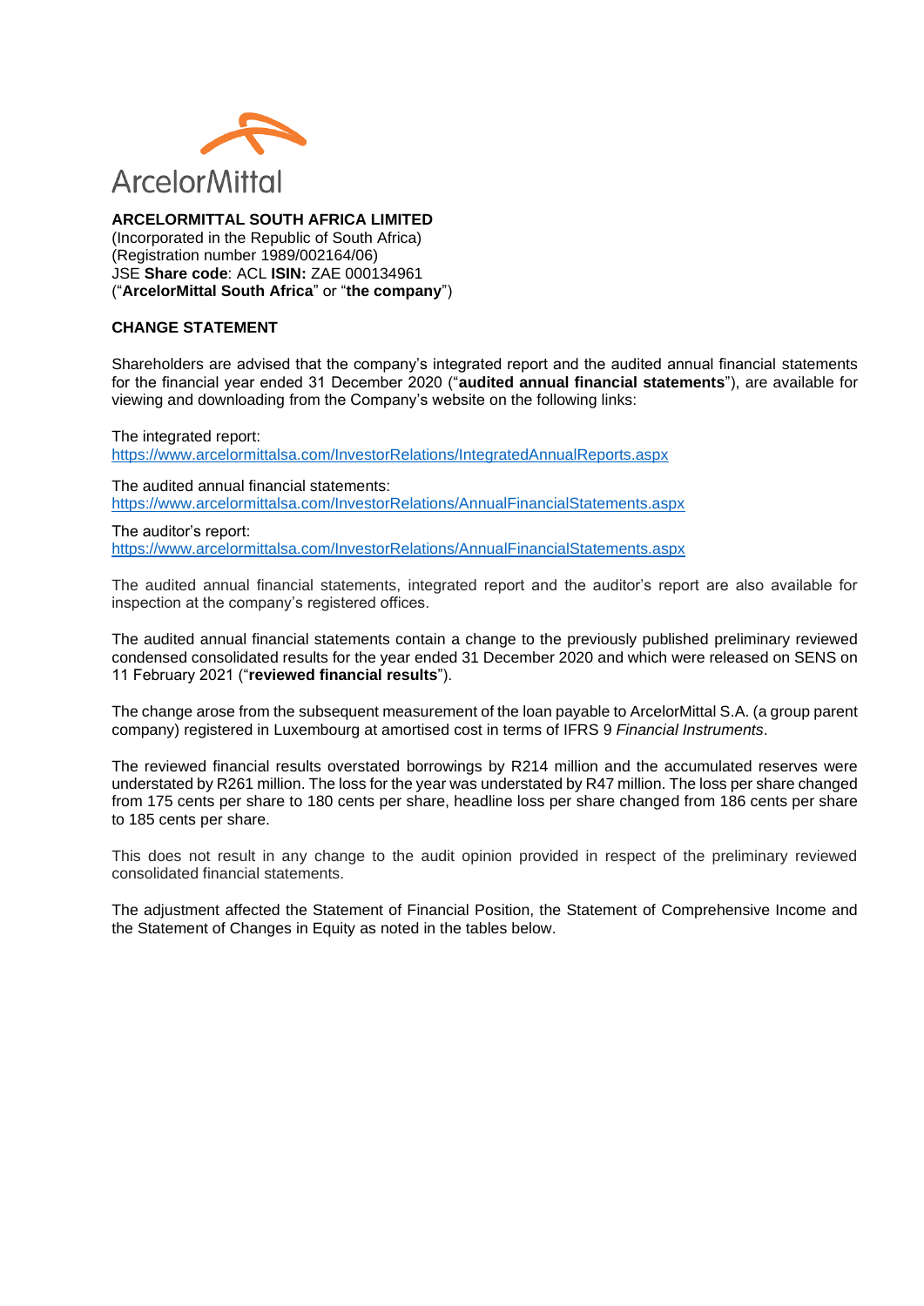ArcelorMittal

**ARCELORMITTAL SOUTH AFRICA LIMITED**
(Incorporated in the Republic of South Africa)
(Registration number 1989/002164/06)
JSE **Share code**: ACL **ISIN:** ZAE 000134961
("**ArcelorMittal South Africa**" or "**the company**")

## CHANGE STATEMENT

Shareholders are advised that the company's integrated report and the audited annual financial statements for the financial year ended 31 December 2020 ("**audited annual financial statements**"), are available for viewing and downloading from the Company's website on the following links:

The integrated report:
https://www.arcelormittalsa.com/InvestorRelations/IntegratedAnnualReports.aspx

The audited annual financial statements:
https://www.arcelormittalsa.com/InvestorRelations/AnnualFinancialStatements.aspx

The auditor's report:
https://www.arcelormittalsa.com/InvestorRelations/AnnualFinancialStatements.aspx

The audited annual financial statements, integrated report and the auditor's report are also available for inspection at the company's registered offices.

The audited annual financial statements contain a change to the previously published preliminary reviewed condensed consolidated results for the year ended 31 December 2020 and which were released on SENS on 11 February 2021 ("**reviewed financial results**").

The change arose from the subsequent measurement of the loan payable to ArcelorMittal S.A. (a group parent company) registered in Luxembourg at amortised cost in terms of IFRS 9 *Financial Instruments*.

The reviewed financial results overstated borrowings by R214 million and the accumulated reserves were understated by R261 million. The loss for the year was understated by R47 million. The loss per share changed from 175 cents per share to 180 cents per share, headline loss per share changed from 186 cents per share to 185 cents per share.

This does not result in any change to the audit opinion provided in respect of the preliminary reviewed consolidated financial statements.

The adjustment affected the Statement of Financial Position, the Statement of Comprehensive Income and the Statement of Changes in Equity as noted in the tables below.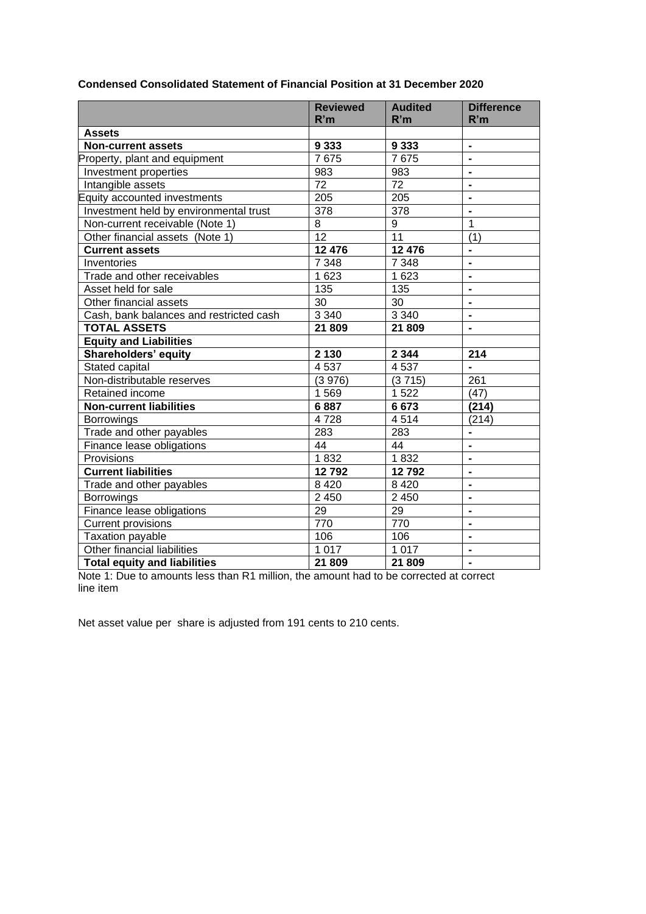**Condensed Consolidated Statement of Financial Position at 31 December 2020**

| | Reviewed R'm | Audited R'm | Difference R'm |
|---|---|---|---|
| **Assets** | | | |
| **Non-current assets** | **9 333** | **9 333** | **-** |
| Property, plant and equipment | 7 675 | 7 675 | - |
| Investment properties | 983 | 983 | - |
| Intangible assets | 72 | 72 | - |
| Equity accounted investments | 205 | 205 | - |
| Investment held by environmental trust | 378 | 378 | - |
| Non-current receivable (Note 1) | 8 | 9 | 1 |
| Other financial assets (Note 1) | 12 | 11 | (1) |
| **Current assets** | **12 476** | **12 476** | **-** |
| Inventories | 7 348 | 7 348 | - |
| Trade and other receivables | 1 623 | 1 623 | - |
| Asset held for sale | 135 | 135 | - |
| Other financial assets | 30 | 30 | - |
| Cash, bank balances and restricted cash | 3 340 | 3 340 | - |
| **TOTAL ASSETS** | **21 809** | **21 809** | **-** |
| **Equity and Liabilities** | | | |
| **Shareholders' equity** | **2 130** | **2 344** | **214** |
| Stated capital | 4 537 | 4 537 | - |
| Non-distributable reserves | (3 976) | (3 715) | 261 |
| Retained income | 1 569 | 1 522 | (47) |
| **Non-current liabilities** | **6 887** | **6 673** | **(214)** |
| Borrowings | 4 728 | 4 514 | (214) |
| Trade and other payables | 283 | 283 | - |
| Finance lease obligations | 44 | 44 | - |
| Provisions | 1 832 | 1 832 | - |
| **Current liabilities** | **12 792** | **12 792** | **-** |
| Trade and other payables | 8 420 | 8 420 | - |
| Borrowings | 2 450 | 2 450 | - |
| Finance lease obligations | 29 | 29 | - |
| Current provisions | 770 | 770 | - |
| Taxation payable | 106 | 106 | - |
| Other financial liabilities | 1 017 | 1 017 | - |
| **Total equity and liabilities** | **21 809** | **21 809** | **-** |

Note 1: Due to amounts less than R1 million, the amount had to be corrected at correct line item

Net asset value per share is adjusted from 191 cents to 210 cents.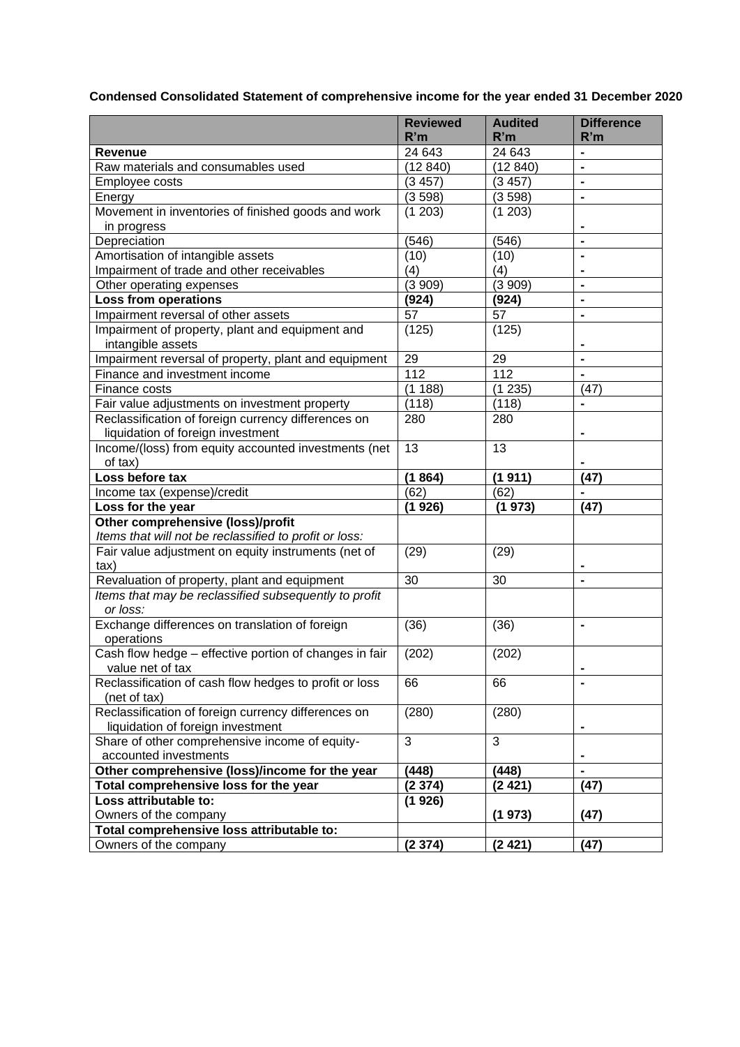**Condensed Consolidated Statement of comprehensive income for the year ended 31 December 2020**

| | **Reviewed R'm** | **Audited R'm** | **Difference R'm** |
|---|---|---|---|
| **Revenue** | 24 643 | 24 643 | - |
| Raw materials and consumables used | (12 840) | (12 840) | - |
| Employee costs | (3 457) | (3 457) | - |
| Energy | (3 598) | (3 598) | - |
| Movement in inventories of finished goods and work in progress | (1 203) | (1 203) | - |
| Depreciation | (546) | (546) | - |
| Amortisation of intangible assets | (10) | (10) | - |
| Impairment of trade and other receivables | (4) | (4) | - |
| Other operating expenses | (3 909) | (3 909) | - |
| **Loss from operations** | **(924)** | **(924)** | - |
| Impairment reversal of other assets | 57 | 57 | - |
| Impairment of property, plant and equipment and intangible assets | (125) | (125) | - |
| Impairment reversal of property, plant and equipment | 29 | 29 | - |
| Finance and investment income | 112 | 112 | - |
| Finance costs | (1 188) | (1 235) | (47) |
| Fair value adjustments on investment property | (118) | (118) | - |
| Reclassification of foreign currency differences on liquidation of foreign investment | 280 | 280 | - |
| Income/(loss) from equity accounted investments (net of tax) | 13 | 13 | - |
| **Loss before tax** | **(1 864)** | **(1 911)** | **(47)** |
| Income tax (expense)/credit | (62) | (62) | - |
| **Loss for the year** | **(1 926)** | **(1 973)** | **(47)** |
| **Other comprehensive (loss)/profit**<br>*Items that will not be reclassified to profit or loss:* | | | |
| Fair value adjustment on equity instruments (net of tax) | (29) | (29) | - |
| Revaluation of property, plant and equipment | 30 | 30 | - |
| *Items that may be reclassified subsequently to profit or loss:* | | | |
| Exchange differences on translation of foreign operations | (36) | (36) | - |
| Cash flow hedge – effective portion of changes in fair value net of tax | (202) | (202) | - |
| Reclassification of cash flow hedges to profit or loss (net of tax) | 66 | 66 | - |
| Reclassification of foreign currency differences on liquidation of foreign investment | (280) | (280) | - |
| Share of other comprehensive income of equity-accounted investments | 3 | 3 | - |
| **Other comprehensive (loss)/income for the year** | **(448)** | **(448)** | - |
| **Total comprehensive loss for the year** | **(2 374)** | **(2 421)** | **(47)** |
| **Loss attributable to:**<br>Owners of the company | **(1 926)** | **(1 973)** | **(47)** |
| **Total comprehensive loss attributable to:** | | | |
| Owners of the company | **(2 374)** | **(2 421)** | **(47)** |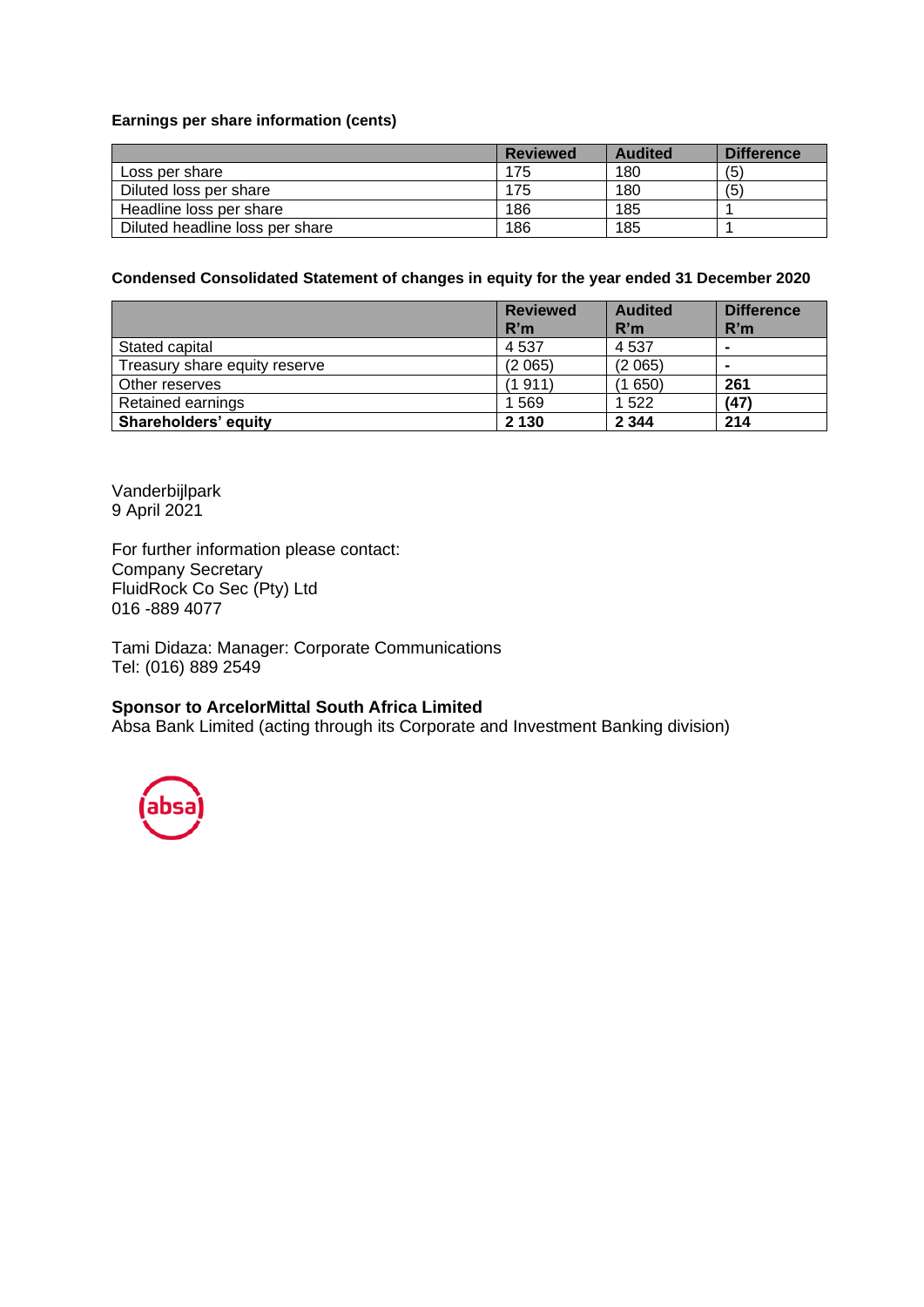**Earnings per share information (cents)**

| | Reviewed | Audited | Difference |
|---|---|---|---|
| Loss per share | 175 | 180 | (5) |
| Diluted loss per share | 175 | 180 | (5) |
| Headline loss per share | 186 | 185 | 1 |
| Diluted headline loss per share | 186 | 185 | 1 |

**Condensed Consolidated Statement of changes in equity for the year ended 31 December 2020**

| | Reviewed R'm | Audited R'm | Difference R'm |
|---|---|---|---|
| Stated capital | 4 537 | 4 537 | **-** |
| Treasury share equity reserve | (2 065) | (2 065) | **-** |
| Other reserves | (1 911) | (1 650) | **261** |
| Retained earnings | 1 569 | 1 522 | **(47)** |
| **Shareholders' equity** | **2 130** | **2 344** | **214** |

Vanderbijlpark
9 April 2021

For further information please contact:
Company Secretary
FluidRock Co Sec (Pty) Ltd
016 -889 4077

Tami Didaza: Manager: Corporate Communications
Tel: (016) 889 2549

**Sponsor to ArcelorMittal South Africa Limited**
Absa Bank Limited (acting through its Corporate and Investment Banking division)

absa